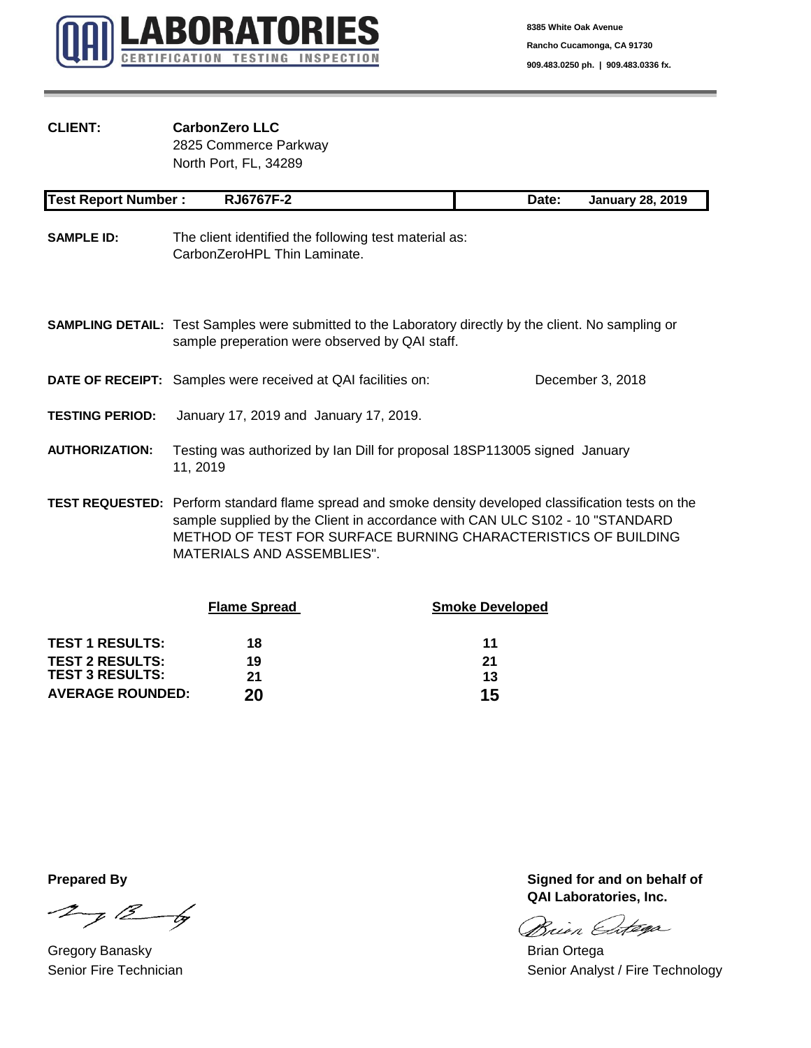**QAI LABORATORIES**
CERTIFICATION TESTING INSPECTION

8385 White Oak Avenue
Rancho Cucamonga, CA 91730
909.483.0250 ph. | 909.483.0336 fx.

---

**CLIENT:** **CarbonZero LLC**
2825 Commerce Parkway
North Port, FL, 34289

| **Test Report Number :** | **RJ6767F-2** | **Date:** | **January 28, 2019** |
|---|---|---|---|

**SAMPLE ID:** The client identified the following test material as: CarbonZeroHPL Thin Laminate.

**SAMPLING DETAIL:** Test Samples were submitted to the Laboratory directly by the client. No sampling or sample preperation were observed by QAI staff.

**DATE OF RECEIPT:** Samples were received at QAI facilities on: December 3, 2018

**TESTING PERIOD:** January 17, 2019 and January 17, 2019.

**AUTHORIZATION:** Testing was authorized by Ian Dill for proposal 18SP113005 signed January 11, 2019

**TEST REQUESTED:** Perform standard flame spread and smoke density developed classification tests on the sample supplied by the Client in accordance with CAN ULC S102 - 10 "STANDARD METHOD OF TEST FOR SURFACE BURNING CHARACTERISTICS OF BUILDING MATERIALS AND ASSEMBLIES".

| | Flame Spread | Smoke Developed |
|---|---|---|
| **TEST 1 RESULTS:** | **18** | **11** |
| **TEST 2 RESULTS:** | **19** | **21** |
| **TEST 3 RESULTS:** | **21** | **13** |
| **AVERAGE ROUNDED:** | **20** | **15** |

**Prepared By**

Gregory Banasky
Senior Fire Technician

**Signed for and on behalf of QAI Laboratories, Inc.**

Brian Ortega
Senior Analyst / Fire Technology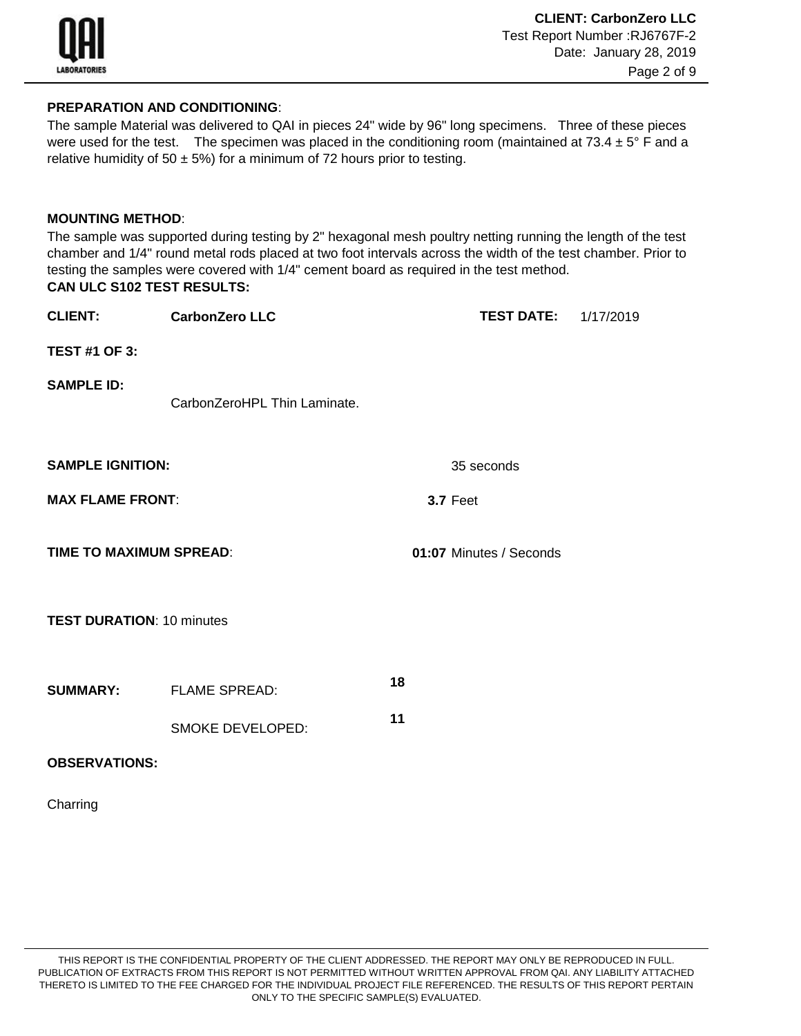**PREPARATION AND CONDITIONING**:

The sample Material was delivered to QAI in pieces 24" wide by 96" long specimens. Three of these pieces were used for the test. The specimen was placed in the conditioning room (maintained at 73.4 ± 5° F and a relative humidity of 50 ± 5%) for a minimum of 72 hours prior to testing.

**MOUNTING METHOD**:

The sample was supported during testing by 2" hexagonal mesh poultry netting running the length of the test chamber and 1/4" round metal rods placed at two foot intervals across the width of the test chamber. Prior to testing the samples were covered with 1/4" cement board as required in the test method.

**CAN ULC S102 TEST RESULTS:**

**CLIENT:** **CarbonZero LLC** **TEST DATE:** 1/17/2019

**TEST #1 OF 3:**

**SAMPLE ID:** CarbonZeroHPL Thin Laminate.

**SAMPLE IGNITION:** 35 seconds

**MAX FLAME FRONT**: **3.7** Feet

**TIME TO MAXIMUM SPREAD**: **01:07** Minutes / Seconds

**TEST DURATION**: 10 minutes

**SUMMARY:** FLAME SPREAD: **18**

SMOKE DEVELOPED: **11**

**OBSERVATIONS:**

Charring

THIS REPORT IS THE CONFIDENTIAL PROPERTY OF THE CLIENT ADDRESSED. THE REPORT MAY ONLY BE REPRODUCED IN FULL. PUBLICATION OF EXTRACTS FROM THIS REPORT IS NOT PERMITTED WITHOUT WRITTEN APPROVAL FROM QAI. ANY LIABILITY ATTACHED THERETO IS LIMITED TO THE FEE CHARGED FOR THE INDIVIDUAL PROJECT FILE REFERENCED. THE RESULTS OF THIS REPORT PERTAIN ONLY TO THE SPECIFIC SAMPLE(S) EVALUATED.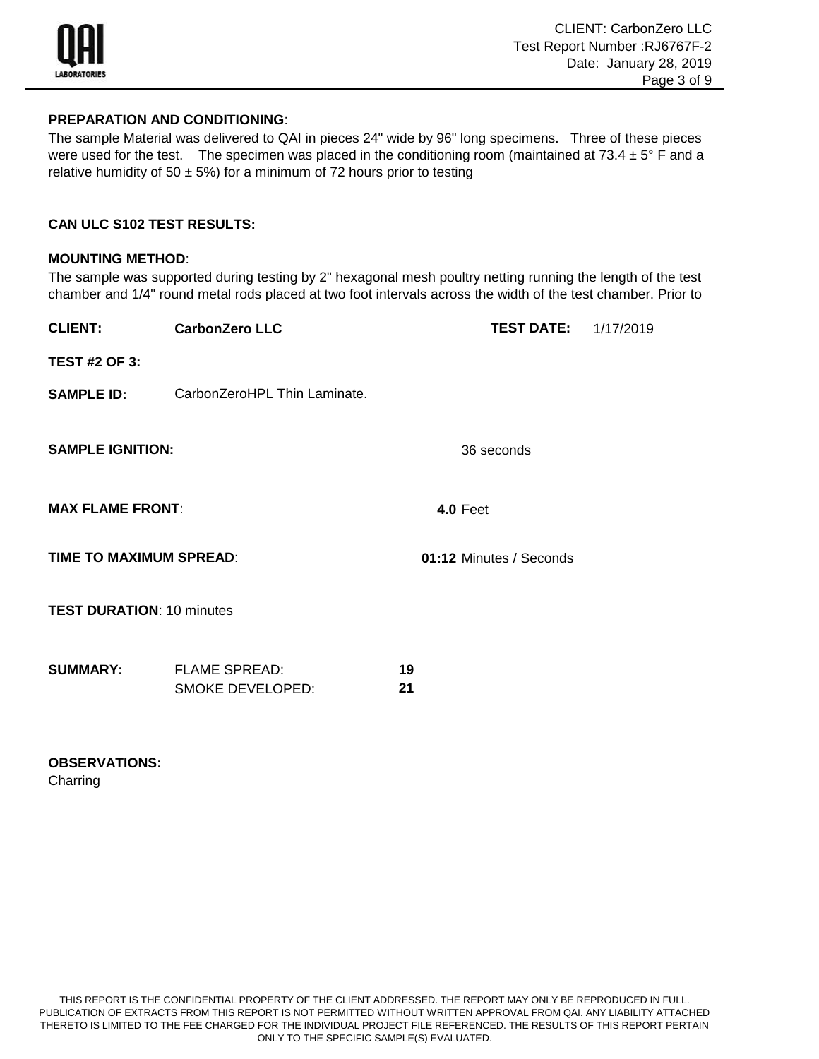**PREPARATION AND CONDITIONING**:

The sample Material was delivered to QAI in pieces 24" wide by 96" long specimens. Three of these pieces were used for the test. The specimen was placed in the conditioning room (maintained at 73.4 ± 5° F and a relative humidity of 50 ± 5%) for a minimum of 72 hours prior to testing

**CAN ULC S102 TEST RESULTS:**

**MOUNTING METHOD**:

The sample was supported during testing by 2" hexagonal mesh poultry netting running the length of the test chamber and 1/4" round metal rods placed at two foot intervals across the width of the test chamber. Prior to

**CLIENT:** **CarbonZero LLC**

**TEST DATE:** 1/17/2019

**TEST #2 OF 3:**

**SAMPLE ID:** CarbonZeroHPL Thin Laminate.

**SAMPLE IGNITION:** 36 seconds

**MAX FLAME FRONT**: **4.0** Feet

**TIME TO MAXIMUM SPREAD**: **01:12** Minutes / Seconds

**TEST DURATION**: 10 minutes

**SUMMARY:**

| | |
|---|---|
| FLAME SPREAD: | **19** |
| SMOKE DEVELOPED: | **21** |

**OBSERVATIONS:**

Charring

THIS REPORT IS THE CONFIDENTIAL PROPERTY OF THE CLIENT ADDRESSED. THE REPORT MAY ONLY BE REPRODUCED IN FULL. PUBLICATION OF EXTRACTS FROM THIS REPORT IS NOT PERMITTED WITHOUT WRITTEN APPROVAL FROM QAI. ANY LIABILITY ATTACHED THERETO IS LIMITED TO THE FEE CHARGED FOR THE INDIVIDUAL PROJECT FILE REFERENCED. THE RESULTS OF THIS REPORT PERTAIN ONLY TO THE SPECIFIC SAMPLE(S) EVALUATED.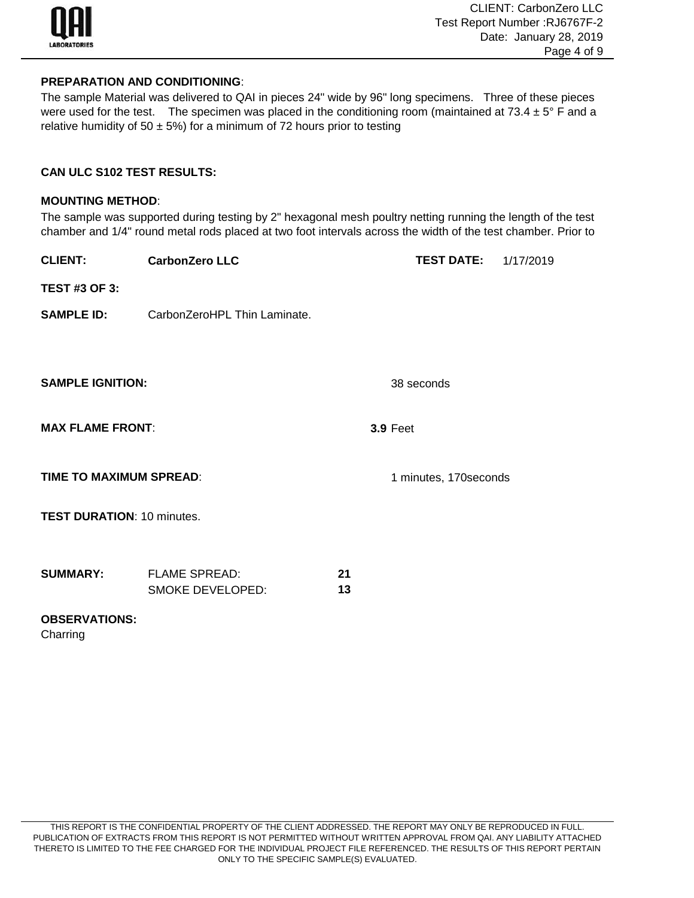**PREPARATION AND CONDITIONING**:

The sample Material was delivered to QAI in pieces 24" wide by 96" long specimens. Three of these pieces were used for the test. The specimen was placed in the conditioning room (maintained at 73.4 ± 5° F and a relative humidity of 50 ± 5%) for a minimum of 72 hours prior to testing

**CAN ULC S102 TEST RESULTS:**

**MOUNTING METHOD**:

The sample was supported during testing by 2" hexagonal mesh poultry netting running the length of the test chamber and 1/4" round metal rods placed at two foot intervals across the width of the test chamber. Prior to

**CLIENT:** **CarbonZero LLC** **TEST DATE:** 1/17/2019

**TEST #3 OF 3:**

**SAMPLE ID:** CarbonZeroHPL Thin Laminate.

**SAMPLE IGNITION:** 38 seconds

**MAX FLAME FRONT**: **3.9** Feet

**TIME TO MAXIMUM SPREAD**: 1 minutes, 170seconds

**TEST DURATION**: 10 minutes.

**SUMMARY:**

| | | |
|---|---|---|
| | FLAME SPREAD: | **21** |
| | SMOKE DEVELOPED: | **13** |

**OBSERVATIONS:**

Charring

THIS REPORT IS THE CONFIDENTIAL PROPERTY OF THE CLIENT ADDRESSED. THE REPORT MAY ONLY BE REPRODUCED IN FULL. PUBLICATION OF EXTRACTS FROM THIS REPORT IS NOT PERMITTED WITHOUT WRITTEN APPROVAL FROM QAI. ANY LIABILITY ATTACHED THERETO IS LIMITED TO THE FEE CHARGED FOR THE INDIVIDUAL PROJECT FILE REFERENCED. THE RESULTS OF THIS REPORT PERTAIN ONLY TO THE SPECIFIC SAMPLE(S) EVALUATED.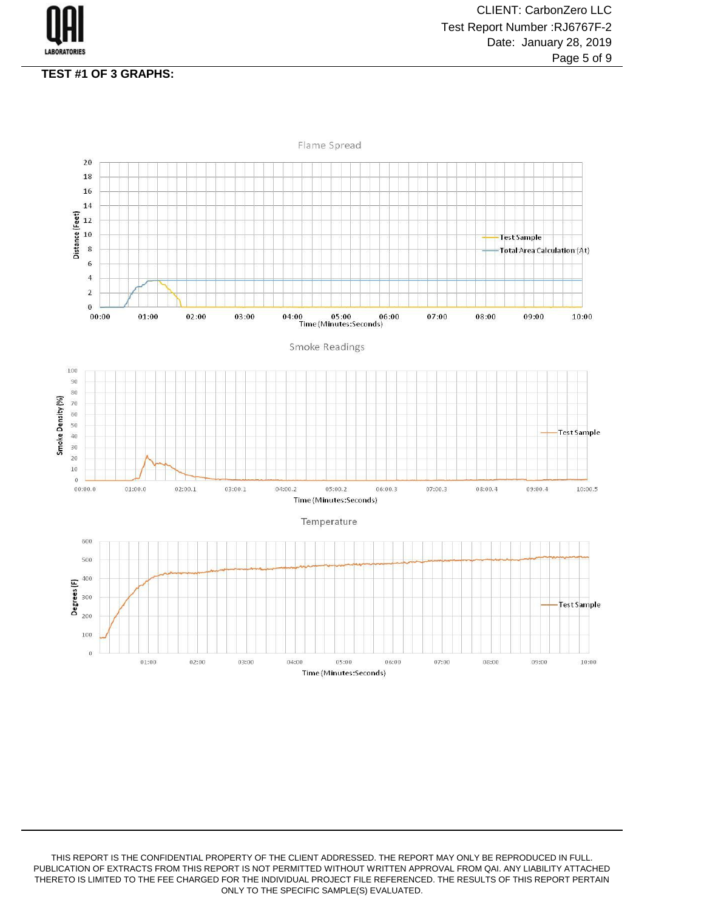**TEST #1 OF 3 GRAPHS:**

Flame Spread

Distance (Feet)

Time (Minutes:Seconds)

Test Sample

Total Area Calculation (At)

Smoke Readings

Smoke Density (%)

Time (Minutes:Seconds)

Test Sample

Temperature

Degrees (F)

Time (Minutes:Seconds)

Test Sample

THIS REPORT IS THE CONFIDENTIAL PROPERTY OF THE CLIENT ADDRESSED. THE REPORT MAY ONLY BE REPRODUCED IN FULL. PUBLICATION OF EXTRACTS FROM THIS REPORT IS NOT PERMITTED WITHOUT WRITTEN APPROVAL FROM QAI. ANY LIABILITY ATTACHED THERETO IS LIMITED TO THE FEE CHARGED FOR THE INDIVIDUAL PROJECT FILE REFERENCED. THE RESULTS OF THIS REPORT PERTAIN ONLY TO THE SPECIFIC SAMPLE(S) EVALUATED.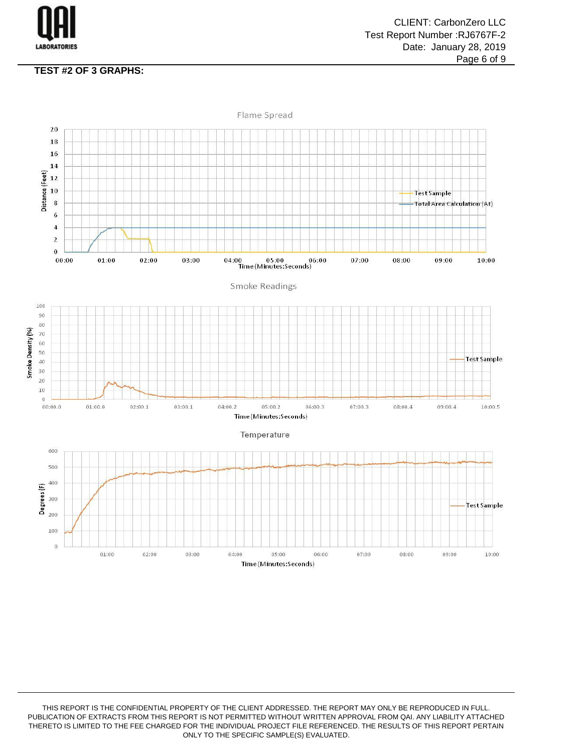**TEST #2 OF 3 GRAPHS:**

Flame Spread

Distance (Feet)

Time (Minutes:Seconds)

Test Sample

Total Area Calculation (At)

Smoke Readings

Smoke Density (%)

Time (Minutes:Seconds)

Test Sample

Temperature

Degrees (F)

Time (Minutes:Seconds)

Test Sample

THIS REPORT IS THE CONFIDENTIAL PROPERTY OF THE CLIENT ADDRESSED. THE REPORT MAY ONLY BE REPRODUCED IN FULL. PUBLICATION OF EXTRACTS FROM THIS REPORT IS NOT PERMITTED WITHOUT WRITTEN APPROVAL FROM QAI. ANY LIABILITY ATTACHED THERETO IS LIMITED TO THE FEE CHARGED FOR THE INDIVIDUAL PROJECT FILE REFERENCED. THE RESULTS OF THIS REPORT PERTAIN ONLY TO THE SPECIFIC SAMPLE(S) EVALUATED.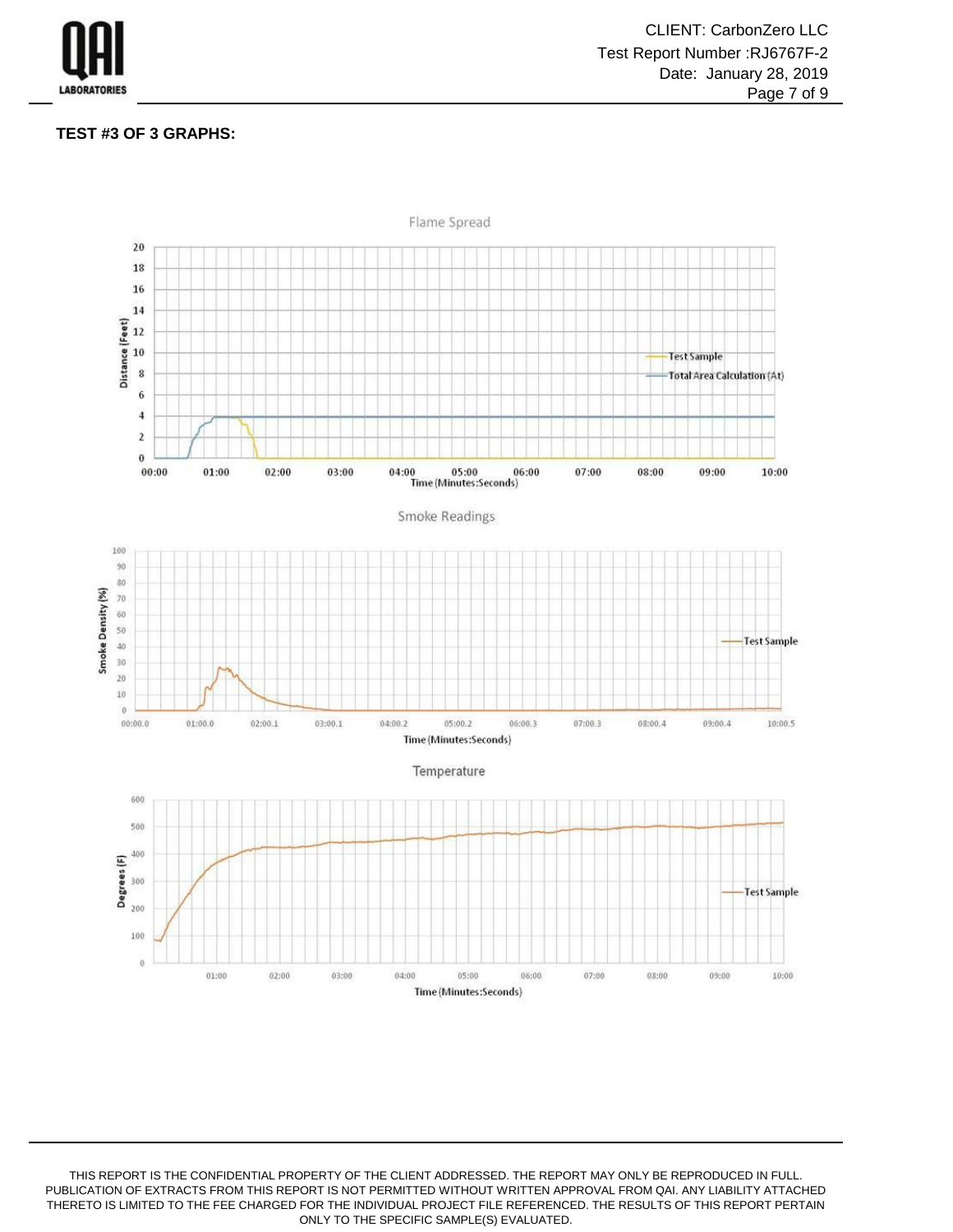**TEST #3 OF 3 GRAPHS:**

Flame Spread

Smoke Readings

Temperature

THIS REPORT IS THE CONFIDENTIAL PROPERTY OF THE CLIENT ADDRESSED. THE REPORT MAY ONLY BE REPRODUCED IN FULL. PUBLICATION OF EXTRACTS FROM THIS REPORT IS NOT PERMITTED WITHOUT WRITTEN APPROVAL FROM QAI. ANY LIABILITY ATTACHED THERETO IS LIMITED TO THE FEE CHARGED FOR THE INDIVIDUAL PROJECT FILE REFERENCED. THE RESULTS OF THIS REPORT PERTAIN ONLY TO THE SPECIFIC SAMPLE(S) EVALUATED.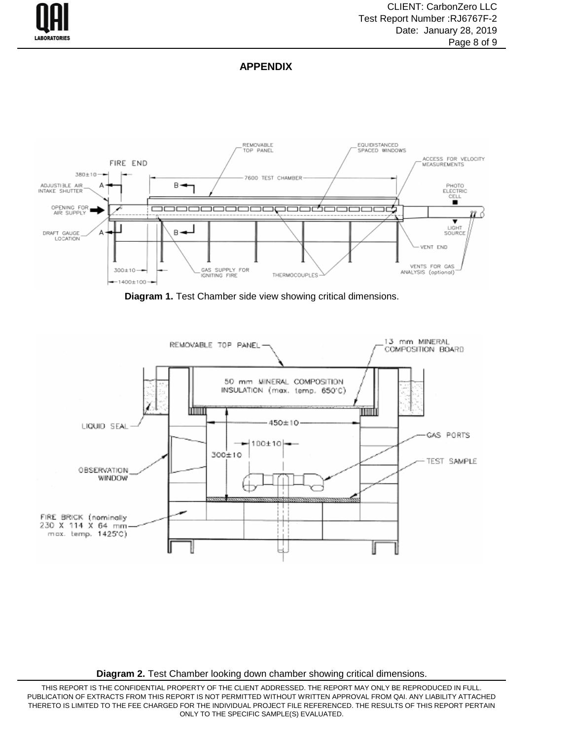## APPENDIX

**Diagram 1.** Test Chamber side view showing critical dimensions.

**Diagram 2.** Test Chamber looking down chamber showing critical dimensions.

THIS REPORT IS THE CONFIDENTIAL PROPERTY OF THE CLIENT ADDRESSED. THE REPORT MAY ONLY BE REPRODUCED IN FULL. PUBLICATION OF EXTRACTS FROM THIS REPORT IS NOT PERMITTED WITHOUT WRITTEN APPROVAL FROM QAI. ANY LIABILITY ATTACHED THERETO IS LIMITED TO THE FEE CHARGED FOR THE INDIVIDUAL PROJECT FILE REFERENCED. THE RESULTS OF THIS REPORT PERTAIN ONLY TO THE SPECIFIC SAMPLE(S) EVALUATED.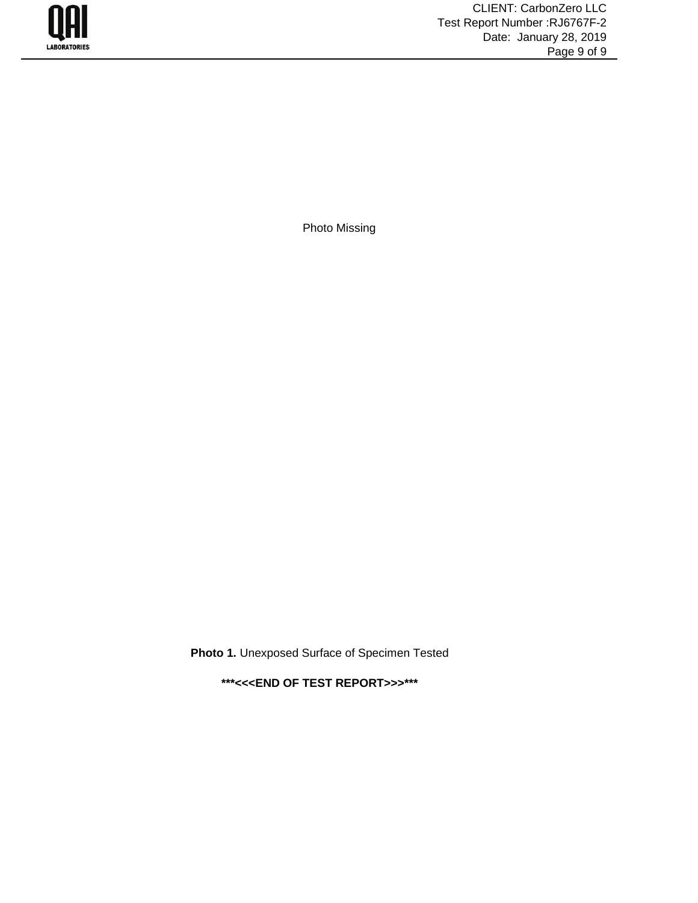Photo Missing

**Photo 1.** Unexposed Surface of Specimen Tested

**\*\*\*<<<END OF TEST REPORT>>>\*\*\***